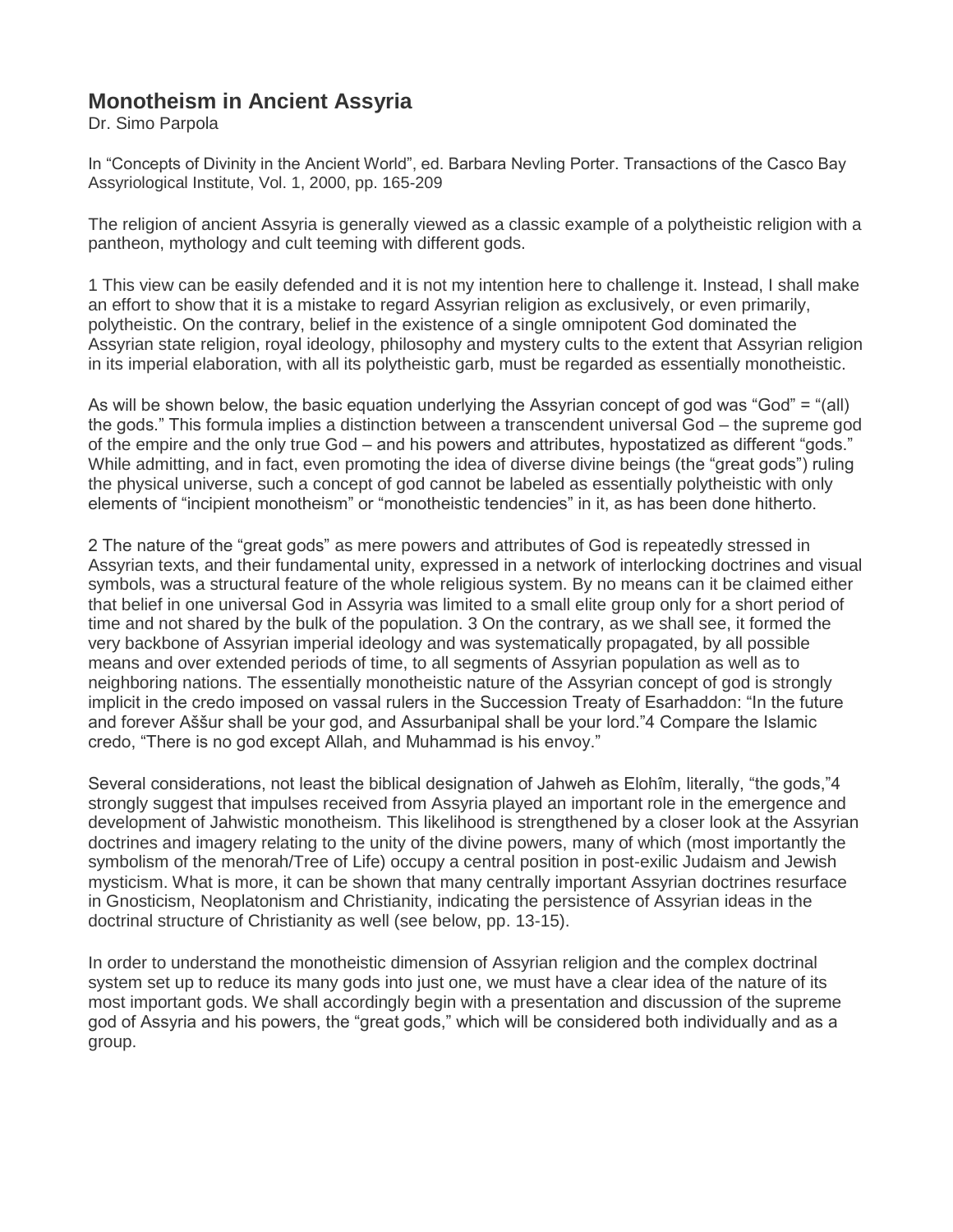# Monotheism in Ancient Assyria

Dr. Simo Parpola

In "Concepts of Divinity in the Ancient World", ed. Barbara Nevling Porter. Transactions of the Casco Bay Assyriological Institute, Vol. 1, 2000, pp. 165-209

The religion of ancient Assyria is generally viewed as a classic example of a polytheistic religion with a pantheon, mythology and cult teeming with different gods.

1 This view can be easily defended and it is not my intention here to challenge it. Instead, I shall make an effort to show that it is a mistake to regard Assyrian religion as exclusively, or even primarily, polytheistic. On the contrary, belief in the existence of a single omnipotent God dominated the Assyrian state religion, royal ideology, philosophy and mystery cults to the extent that Assyrian religion in its imperial elaboration, with all its polytheistic garb, must be regarded as essentially monotheistic.

As will be shown below, the basic equation underlying the Assyrian concept of god was "God" = "(all) the gods." This formula implies a distinction between a transcendent universal God – the supreme god of the empire and the only true God – and his powers and attributes, hypostatized as different "gods." While admitting, and in fact, even promoting the idea of diverse divine beings (the "great gods") ruling the physical universe, such a concept of god cannot be labeled as essentially polytheistic with only elements of "incipient monotheism" or "monotheistic tendencies" in it, as has been done hitherto.

2 The nature of the "great gods" as mere powers and attributes of God is repeatedly stressed in Assyrian texts, and their fundamental unity, expressed in a network of interlocking doctrines and visual symbols, was a structural feature of the whole religious system. By no means can it be claimed either that belief in one universal God in Assyria was limited to a small elite group only for a short period of time and not shared by the bulk of the population. 3 On the contrary, as we shall see, it formed the very backbone of Assyrian imperial ideology and was systematically propagated, by all possible means and over extended periods of time, to all segments of Assyrian population as well as to neighboring nations. The essentially monotheistic nature of the Assyrian concept of god is strongly implicit in the credo imposed on vassal rulers in the Succession Treaty of Esarhaddon: "In the future and forever Aššur shall be your god, and Assurbanipal shall be your lord."4 Compare the Islamic credo, "There is no god except Allah, and Muhammad is his envoy."

Several considerations, not least the biblical designation of Jahweh as Elohîm, literally, "the gods,"4 strongly suggest that impulses received from Assyria played an important role in the emergence and development of Jahwistic monotheism. This likelihood is strengthened by a closer look at the Assyrian doctrines and imagery relating to the unity of the divine powers, many of which (most importantly the symbolism of the menorah/Tree of Life) occupy a central position in post-exilic Judaism and Jewish mysticism. What is more, it can be shown that many centrally important Assyrian doctrines resurface in Gnosticism, Neoplatonism and Christianity, indicating the persistence of Assyrian ideas in the doctrinal structure of Christianity as well (see below, pp. 13-15).

In order to understand the monotheistic dimension of Assyrian religion and the complex doctrinal system set up to reduce its many gods into just one, we must have a clear idea of the nature of its most important gods. We shall accordingly begin with a presentation and discussion of the supreme god of Assyria and his powers, the "great gods," which will be considered both individually and as a group.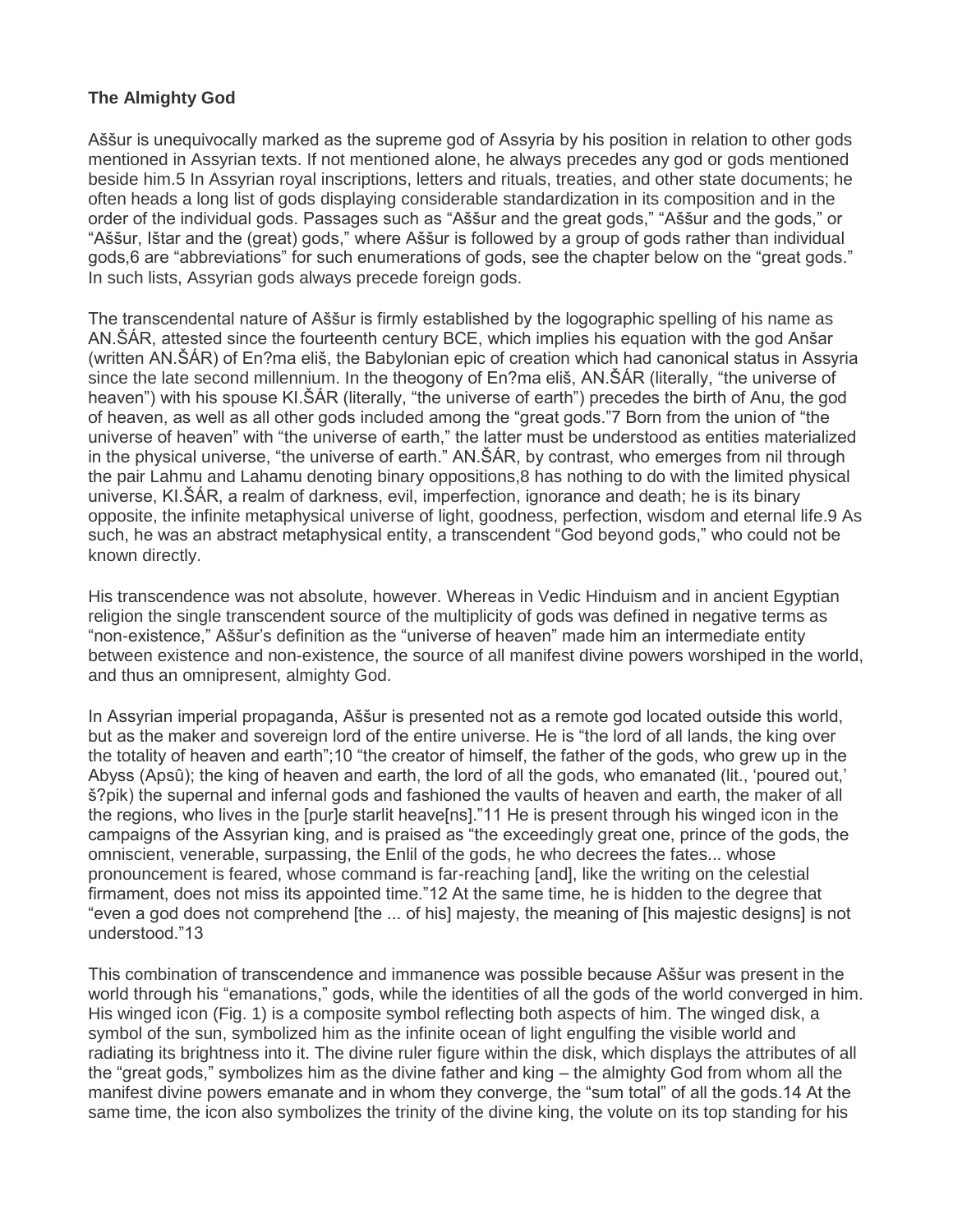**The Almighty God**

Aššur is unequivocally marked as the supreme god of Assyria by his position in relation to other gods mentioned in Assyrian texts. If not mentioned alone, he always precedes any god or gods mentioned beside him.5 In Assyrian royal inscriptions, letters and rituals, treaties, and other state documents; he often heads a long list of gods displaying considerable standardization in its composition and in the order of the individual gods. Passages such as "Aššur and the great gods," "Aššur and the gods," or "Aššur, Ištar and the (great) gods," where Aššur is followed by a group of gods rather than individual gods,6 are "abbreviations" for such enumerations of gods, see the chapter below on the "great gods." In such lists, Assyrian gods always precede foreign gods.

The transcendental nature of Aššur is firmly established by the logographic spelling of his name as AN.ŠÁR, attested since the fourteenth century BCE, which implies his equation with the god Anšar (written AN.ŠÁR) of En?ma eliš, the Babylonian epic of creation which had canonical status in Assyria since the late second millennium. In the theogony of En?ma eliš, AN.ŠÁR (literally, "the universe of heaven") with his spouse KI.ŠÁR (literally, "the universe of earth") precedes the birth of Anu, the god of heaven, as well as all other gods included among the "great gods."7 Born from the union of "the universe of heaven" with "the universe of earth," the latter must be understood as entities materialized in the physical universe, "the universe of earth." AN.ŠÁR, by contrast, who emerges from nil through the pair Lahmu and Lahamu denoting binary oppositions,8 has nothing to do with the limited physical universe, KI.ŠÁR, a realm of darkness, evil, imperfection, ignorance and death; he is its binary opposite, the infinite metaphysical universe of light, goodness, perfection, wisdom and eternal life.9 As such, he was an abstract metaphysical entity, a transcendent "God beyond gods," who could not be known directly.

His transcendence was not absolute, however. Whereas in Vedic Hinduism and in ancient Egyptian religion the single transcendent source of the multiplicity of gods was defined in negative terms as "non-existence," Aššur's definition as the "universe of heaven" made him an intermediate entity between existence and non-existence, the source of all manifest divine powers worshiped in the world, and thus an omnipresent, almighty God.

In Assyrian imperial propaganda, Aššur is presented not as a remote god located outside this world, but as the maker and sovereign lord of the entire universe. He is "the lord of all lands, the king over the totality of heaven and earth";10 "the creator of himself, the father of the gods, who grew up in the Abyss (Apsû); the king of heaven and earth, the lord of all the gods, who emanated (lit., 'poured out,' š?pik) the supernal and infernal gods and fashioned the vaults of heaven and earth, the maker of all the regions, who lives in the [pur]e starlit heave[ns]."11 He is present through his winged icon in the campaigns of the Assyrian king, and is praised as "the exceedingly great one, prince of the gods, the omniscient, venerable, surpassing, the Enlil of the gods, he who decrees the fates... whose pronouncement is feared, whose command is far-reaching [and], like the writing on the celestial firmament, does not miss its appointed time."12 At the same time, he is hidden to the degree that "even a god does not comprehend [the ... of his] majesty, the meaning of [his majestic designs] is not understood."13

This combination of transcendence and immanence was possible because Aššur was present in the world through his "emanations," gods, while the identities of all the gods of the world converged in him. His winged icon (Fig. 1) is a composite symbol reflecting both aspects of him. The winged disk, a symbol of the sun, symbolized him as the infinite ocean of light engulfing the visible world and radiating its brightness into it. The divine ruler figure within the disk, which displays the attributes of all the "great gods," symbolizes him as the divine father and king – the almighty God from whom all the manifest divine powers emanate and in whom they converge, the "sum total" of all the gods.14 At the same time, the icon also symbolizes the trinity of the divine king, the volute on its top standing for his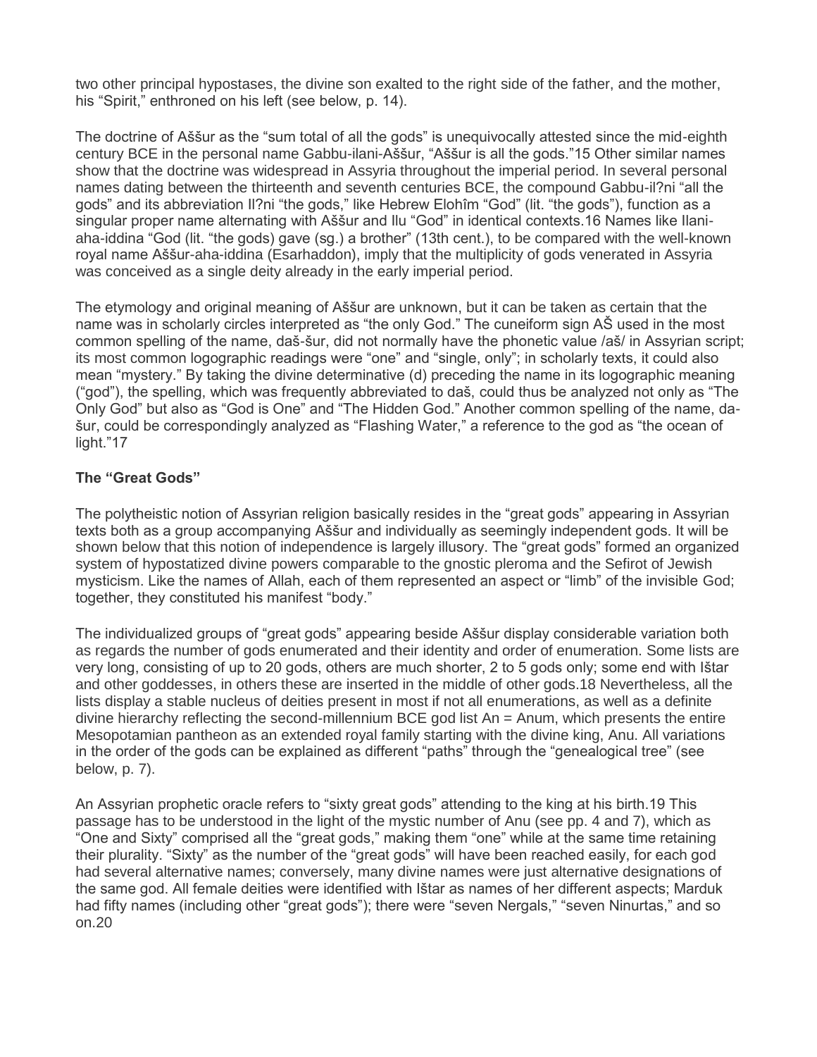two other principal hypostases, the divine son exalted to the right side of the father, and the mother, his "Spirit," enthroned on his left (see below, p. 14).

The doctrine of Aššur as the "sum total of all the gods" is unequivocally attested since the mid-eighth century BCE in the personal name Gabbu-ilani-Aššur, "Aššur is all the gods."[15] Other similar names show that the doctrine was widespread in Assyria throughout the imperial period. In several personal names dating between the thirteenth and seventh centuries BCE, the compound Gabbu-il?ni "all the gods" and its abbreviation Il?ni "the gods," like Hebrew Elohîm "God" (lit. "the gods"), function as a singular proper name alternating with Aššur and Ilu "God" in identical contexts.[16] Names like Ilani-aha-iddina "God (lit. "the gods) gave (sg.) a brother" (13th cent.), to be compared with the well-known royal name Aššur-aha-iddina (Esarhaddon), imply that the multiplicity of gods venerated in Assyria was conceived as a single deity already in the early imperial period.

The etymology and original meaning of Aššur are unknown, but it can be taken as certain that the name was in scholarly circles interpreted as "the only God." The cuneiform sign AŠ used in the most common spelling of the name, daš-šur, did not normally have the phonetic value /aš/ in Assyrian script; its most common logographic readings were "one" and "single, only"; in scholarly texts, it could also mean "mystery." By taking the divine determinative (d) preceding the name in its logographic meaning ("god"), the spelling, which was frequently abbreviated to daš, could thus be analyzed not only as "The Only God" but also as "God is One" and "The Hidden God." Another common spelling of the name, da-šur, could be correspondingly analyzed as "Flashing Water," a reference to the god as "the ocean of light."[17]

**The "Great Gods"**

The polytheistic notion of Assyrian religion basically resides in the "great gods" appearing in Assyrian texts both as a group accompanying Aššur and individually as seemingly independent gods. It will be shown below that this notion of independence is largely illusory. The "great gods" formed an organized system of hypostatized divine powers comparable to the gnostic pleroma and the Sefirot of Jewish mysticism. Like the names of Allah, each of them represented an aspect or "limb" of the invisible God; together, they constituted his manifest "body."

The individualized groups of "great gods" appearing beside Aššur display considerable variation both as regards the number of gods enumerated and their identity and order of enumeration. Some lists are very long, consisting of up to 20 gods, others are much shorter, 2 to 5 gods only; some end with Ištar and other goddesses, in others these are inserted in the middle of other gods.[18] Nevertheless, all the lists display a stable nucleus of deities present in most if not all enumerations, as well as a definite divine hierarchy reflecting the second-millennium BCE god list An = Anum, which presents the entire Mesopotamian pantheon as an extended royal family starting with the divine king, Anu. All variations in the order of the gods can be explained as different "paths" through the "genealogical tree" (see below, p. 7).

An Assyrian prophetic oracle refers to "sixty great gods" attending to the king at his birth.[19] This passage has to be understood in the light of the mystic number of Anu (see pp. 4 and 7), which as "One and Sixty" comprised all the "great gods," making them "one" while at the same time retaining their plurality. "Sixty" as the number of the "great gods" will have been reached easily, for each god had several alternative names; conversely, many divine names were just alternative designations of the same god. All female deities were identified with Ištar as names of her different aspects; Marduk had fifty names (including other "great gods"); there were "seven Nergals," "seven Ninurtas," and so on.[20]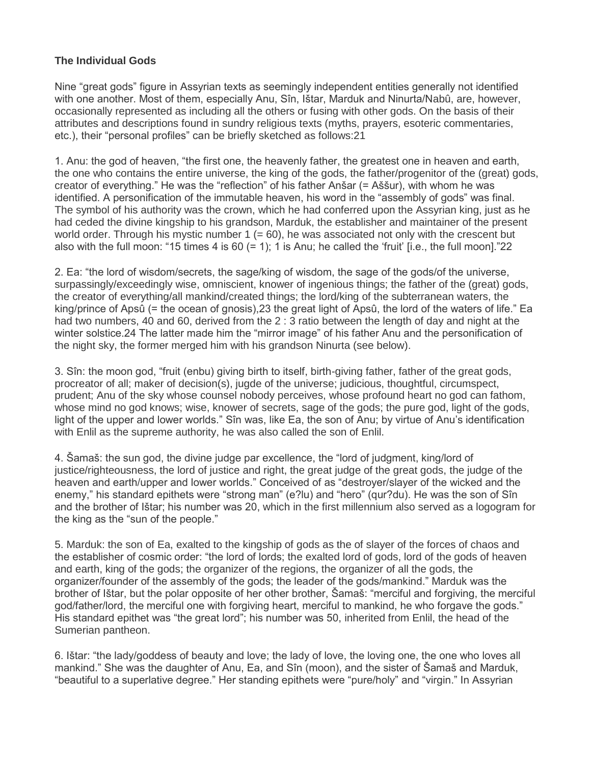**The Individual Gods**

Nine "great gods" figure in Assyrian texts as seemingly independent entities generally not identified with one another. Most of them, especially Anu, Sîn, Ištar, Marduk and Ninurta/Nabû, are, however, occasionally represented as including all the others or fusing with other gods. On the basis of their attributes and descriptions found in sundry religious texts (myths, prayers, esoteric commentaries, etc.), their "personal profiles" can be briefly sketched as follows:21

1. Anu: the god of heaven, "the first one, the heavenly father, the greatest one in heaven and earth, the one who contains the entire universe, the king of the gods, the father/progenitor of the (great) gods, creator of everything." He was the "reflection" of his father Anšar (= Aššur), with whom he was identified. A personification of the immutable heaven, his word in the "assembly of gods" was final. The symbol of his authority was the crown, which he had conferred upon the Assyrian king, just as he had ceded the divine kingship to his grandson, Marduk, the establisher and maintainer of the present world order. Through his mystic number 1 (= 60), he was associated not only with the crescent but also with the full moon: "15 times 4 is 60 (= 1); 1 is Anu; he called the 'fruit' [i.e., the full moon]."22

2. Ea: "the lord of wisdom/secrets, the sage/king of wisdom, the sage of the gods/of the universe, surpassingly/exceedingly wise, omniscient, knower of ingenious things; the father of the (great) gods, the creator of everything/all mankind/created things; the lord/king of the subterranean waters, the king/prince of Apsû (= the ocean of gnosis),23 the great light of Apsû, the lord of the waters of life." Ea had two numbers, 40 and 60, derived from the 2 : 3 ratio between the length of day and night at the winter solstice.24 The latter made him the "mirror image" of his father Anu and the personification of the night sky, the former merged him with his grandson Ninurta (see below).

3. Sîn: the moon god, "fruit (enbu) giving birth to itself, birth-giving father, father of the great gods, procreator of all; maker of decision(s), jugde of the universe; judicious, thoughtful, circumspect, prudent; Anu of the sky whose counsel nobody perceives, whose profound heart no god can fathom, whose mind no god knows; wise, knower of secrets, sage of the gods; the pure god, light of the gods, light of the upper and lower worlds." Sîn was, like Ea, the son of Anu; by virtue of Anu's identification with Enlil as the supreme authority, he was also called the son of Enlil.

4. Šamaš: the sun god, the divine judge par excellence, the "lord of judgment, king/lord of justice/righteousness, the lord of justice and right, the great judge of the great gods, the judge of the heaven and earth/upper and lower worlds." Conceived of as "destroyer/slayer of the wicked and the enemy," his standard epithets were "strong man" (e?lu) and "hero" (qur?du). He was the son of Sîn and the brother of Ištar; his number was 20, which in the first millennium also served as a logogram for the king as the "sun of the people."

5. Marduk: the son of Ea, exalted to the kingship of gods as the of slayer of the forces of chaos and the establisher of cosmic order: "the lord of lords; the exalted lord of gods, lord of the gods of heaven and earth, king of the gods; the organizer of the regions, the organizer of all the gods, the organizer/founder of the assembly of the gods; the leader of the gods/mankind." Marduk was the brother of Ištar, but the polar opposite of her other brother, Šamaš: "merciful and forgiving, the merciful god/father/lord, the merciful one with forgiving heart, merciful to mankind, he who forgave the gods." His standard epithet was "the great lord"; his number was 50, inherited from Enlil, the head of the Sumerian pantheon.

6. Ištar: "the lady/goddess of beauty and love; the lady of love, the loving one, the one who loves all mankind." She was the daughter of Anu, Ea, and Sîn (moon), and the sister of Šamaš and Marduk, "beautiful to a superlative degree." Her standing epithets were "pure/holy" and "virgin." In Assyrian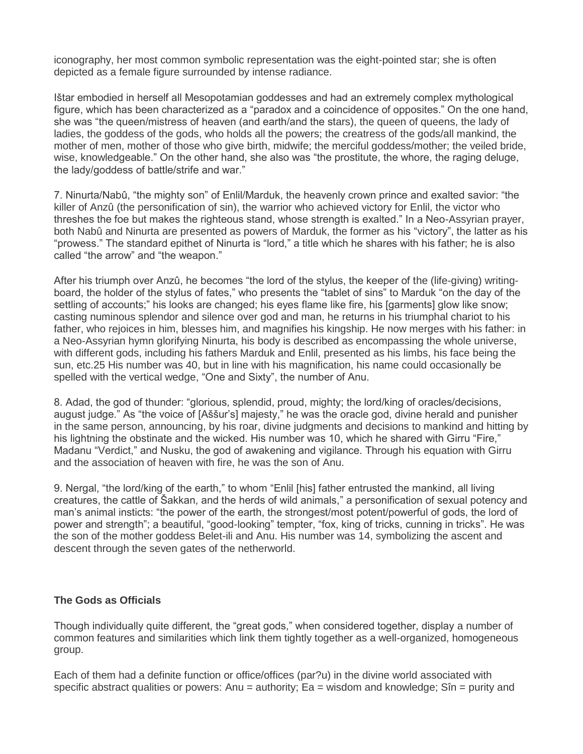iconography, her most common symbolic representation was the eight-pointed star; she is often depicted as a female figure surrounded by intense radiance.

Ištar embodied in herself all Mesopotamian goddesses and had an extremely complex mythological figure, which has been characterized as a "paradox and a coincidence of opposites." On the one hand, she was "the queen/mistress of heaven (and earth/and the stars), the queen of queens, the lady of ladies, the goddess of the gods, who holds all the powers; the creatress of the gods/all mankind, the mother of men, mother of those who give birth, midwife; the merciful goddess/mother; the veiled bride, wise, knowledgeable." On the other hand, she also was "the prostitute, the whore, the raging deluge, the lady/goddess of battle/strife and war."

7. Ninurta/Nabû, "the mighty son" of Enlil/Marduk, the heavenly crown prince and exalted savior: "the killer of Anzû (the personification of sin), the warrior who achieved victory for Enlil, the victor who threshes the foe but makes the righteous stand, whose strength is exalted." In a Neo-Assyrian prayer, both Nabû and Ninurta are presented as powers of Marduk, the former as his "victory", the latter as his "prowess." The standard epithet of Ninurta is "lord," a title which he shares with his father; he is also called "the arrow" and "the weapon."

After his triumph over Anzû, he becomes "the lord of the stylus, the keeper of the (life-giving) writing-board, the holder of the stylus of fates," who presents the "tablet of sins" to Marduk "on the day of the settling of accounts;" his looks are changed; his eyes flame like fire, his [garments] glow like snow; casting numinous splendor and silence over god and man, he returns in his triumphal chariot to his father, who rejoices in him, blesses him, and magnifies his kingship. He now merges with his father: in a Neo-Assyrian hymn glorifying Ninurta, his body is described as encompassing the whole universe, with different gods, including his fathers Marduk and Enlil, presented as his limbs, his face being the sun, etc.25 His number was 40, but in line with his magnification, his name could occasionally be spelled with the vertical wedge, "One and Sixty", the number of Anu.

8. Adad, the god of thunder: "glorious, splendid, proud, mighty; the lord/king of oracles/decisions, august judge." As "the voice of [Aššur's] majesty," he was the oracle god, divine herald and punisher in the same person, announcing, by his roar, divine judgments and decisions to mankind and hitting by his lightning the obstinate and the wicked. His number was 10, which he shared with Girru "Fire," Madanu "Verdict," and Nusku, the god of awakening and vigilance. Through his equation with Girru and the association of heaven with fire, he was the son of Anu.

9. Nergal, "the lord/king of the earth," to whom "Enlil [his] father entrusted the mankind, all living creatures, the cattle of Šakkan, and the herds of wild animals," a personification of sexual potency and man's animal insticts: "the power of the earth, the strongest/most potent/powerful of gods, the lord of power and strength"; a beautiful, "good-looking" tempter, "fox, king of tricks, cunning in tricks". He was the son of the mother goddess Belet-ili and Anu. His number was 14, symbolizing the ascent and descent through the seven gates of the netherworld.

### The Gods as Officials

Though individually quite different, the "great gods," when considered together, display a number of common features and similarities which link them tightly together as a well-organized, homogeneous group.

Each of them had a definite function or office/offices (par?u) in the divine world associated with specific abstract qualities or powers: Anu = authority; Ea = wisdom and knowledge; Sîn = purity and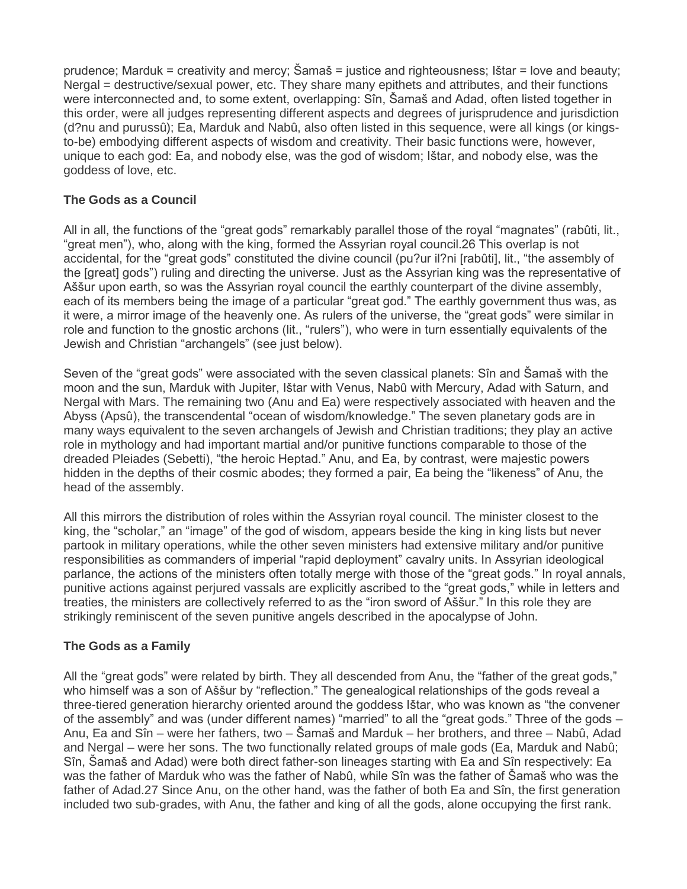prudence; Marduk = creativity and mercy; Šamaš = justice and righteousness; Ištar = love and beauty; Nergal = destructive/sexual power, etc. They share many epithets and attributes, and their functions were interconnected and, to some extent, overlapping: Sîn, Šamaš and Adad, often listed together in this order, were all judges representing different aspects and degrees of jurisprudence and jurisdiction (d?nu and purussû); Ea, Marduk and Nabû, also often listed in this sequence, were all kings (or kings-to-be) embodying different aspects of wisdom and creativity. Their basic functions were, however, unique to each god: Ea, and nobody else, was the god of wisdom; Ištar, and nobody else, was the goddess of love, etc.

### The Gods as a Council

All in all, the functions of the "great gods" remarkably parallel those of the royal "magnates" (rabûti, lit., "great men"), who, along with the king, formed the Assyrian royal council.26 This overlap is not accidental, for the "great gods" constituted the divine council (pu?ur il?ni [rabûti], lit., "the assembly of the [great] gods") ruling and directing the universe. Just as the Assyrian king was the representative of Aššur upon earth, so was the Assyrian royal council the earthly counterpart of the divine assembly, each of its members being the image of a particular "great god." The earthly government thus was, as it were, a mirror image of the heavenly one. As rulers of the universe, the "great gods" were similar in role and function to the gnostic archons (lit., "rulers"), who were in turn essentially equivalents of the Jewish and Christian "archangels" (see just below).

Seven of the "great gods" were associated with the seven classical planets: Sîn and Šamaš with the moon and the sun, Marduk with Jupiter, Ištar with Venus, Nabû with Mercury, Adad with Saturn, and Nergal with Mars. The remaining two (Anu and Ea) were respectively associated with heaven and the Abyss (Apsû), the transcendental "ocean of wisdom/knowledge." The seven planetary gods are in many ways equivalent to the seven archangels of Jewish and Christian traditions; they play an active role in mythology and had important martial and/or punitive functions comparable to those of the dreaded Pleiades (Sebetti), "the heroic Heptad." Anu, and Ea, by contrast, were majestic powers hidden in the depths of their cosmic abodes; they formed a pair, Ea being the "likeness" of Anu, the head of the assembly.

All this mirrors the distribution of roles within the Assyrian royal council. The minister closest to the king, the "scholar," an "image" of the god of wisdom, appears beside the king in king lists but never partook in military operations, while the other seven ministers had extensive military and/or punitive responsibilities as commanders of imperial "rapid deployment" cavalry units. In Assyrian ideological parlance, the actions of the ministers often totally merge with those of the "great gods." In royal annals, punitive actions against perjured vassals are explicitly ascribed to the "great gods," while in letters and treaties, the ministers are collectively referred to as the "iron sword of Aššur." In this role they are strikingly reminiscent of the seven punitive angels described in the apocalypse of John.

### The Gods as a Family

All the "great gods" were related by birth. They all descended from Anu, the "father of the great gods," who himself was a son of Aššur by "reflection." The genealogical relationships of the gods reveal a three-tiered generation hierarchy oriented around the goddess Ištar, who was known as "the convener of the assembly" and was (under different names) "married" to all the "great gods." Three of the gods – Anu, Ea and Sîn – were her fathers, two – Šamaš and Marduk – her brothers, and three – Nabû, Adad and Nergal – were her sons. The two functionally related groups of male gods (Ea, Marduk and Nabû; Sîn, Šamaš and Adad) were both direct father-son lineages starting with Ea and Sîn respectively: Ea was the father of Marduk who was the father of Nabû, while Sîn was the father of Šamaš who was the father of Adad.27 Since Anu, on the other hand, was the father of both Ea and Sîn, the first generation included two sub-grades, with Anu, the father and king of all the gods, alone occupying the first rank.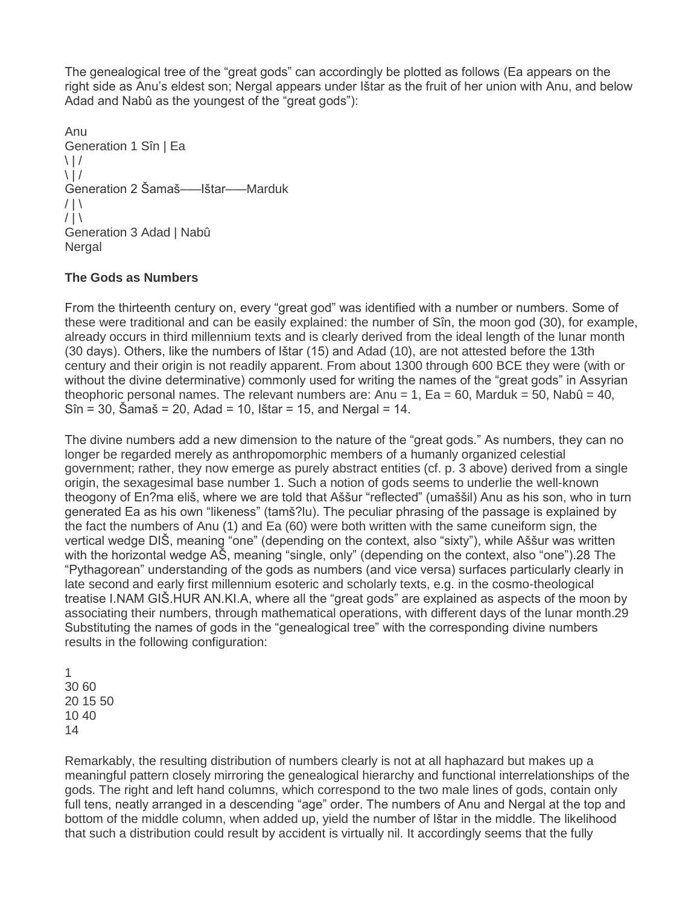The genealogical tree of the “great gods” can accordingly be plotted as follows (Ea appears on the right side as Anu’s eldest son; Nergal appears under Ištar as the fruit of her union with Anu, and below Adad and Nabû as the youngest of the “great gods”):

```
Anu
Generation 1 Sîn | Ea
\ | /
\ | /
Generation 2 Šamaš——Ištar——Marduk
/ | \
/ | \
Generation 3 Adad | Nabû
Nergal
```

### The Gods as Numbers

From the thirteenth century on, every “great god” was identified with a number or numbers. Some of these were traditional and can be easily explained: the number of Sîn, the moon god (30), for example, already occurs in third millennium texts and is clearly derived from the ideal length of the lunar month (30 days). Others, like the numbers of Ištar (15) and Adad (10), are not attested before the 13th century and their origin is not readily apparent. From about 1300 through 600 BCE they were (with or without the divine determinative) commonly used for writing the names of the “great gods” in Assyrian theophoric personal names. The relevant numbers are: Anu = 1, Ea = 60, Marduk = 50, Nabû = 40, Sîn = 30, Šamaš = 20, Adad = 10, Ištar = 15, and Nergal = 14.

The divine numbers add a new dimension to the nature of the “great gods.” As numbers, they can no longer be regarded merely as anthropomorphic members of a humanly organized celestial government; rather, they now emerge as purely abstract entities (cf. p. 3 above) derived from a single origin, the sexagesimal base number 1. Such a notion of gods seems to underlie the well-known theogony of En?ma eliš, where we are told that Aššur “reflected” (umaššil) Anu as his son, who in turn generated Ea as his own “likeness” (tamš?lu). The peculiar phrasing of the passage is explained by the fact the numbers of Anu (1) and Ea (60) were both written with the same cuneiform sign, the vertical wedge DIŠ, meaning “one” (depending on the context, also “sixty”), while Aššur was written with the horizontal wedge AŠ, meaning “single, only” (depending on the context, also “one”).28 The “Pythagorean” understanding of the gods as numbers (and vice versa) surfaces particularly clearly in late second and early first millennium esoteric and scholarly texts, e.g. in the cosmo-theological treatise I.NAM GIŠ.HUR AN.KI.A, where all the “great gods” are explained as aspects of the moon by associating their numbers, through mathematical operations, with different days of the lunar month.29 Substituting the names of gods in the “genealogical tree” with the corresponding divine numbers results in the following configuration:

```
1
30 60
20 15 50
10 40
14
```

Remarkably, the resulting distribution of numbers clearly is not at all haphazard but makes up a meaningful pattern closely mirroring the genealogical hierarchy and functional interrelationships of the gods. The right and left hand columns, which correspond to the two male lines of gods, contain only full tens, neatly arranged in a descending “age” order. The numbers of Anu and Nergal at the top and bottom of the middle column, when added up, yield the number of Ištar in the middle. The likelihood that such a distribution could result by accident is virtually nil. It accordingly seems that the fully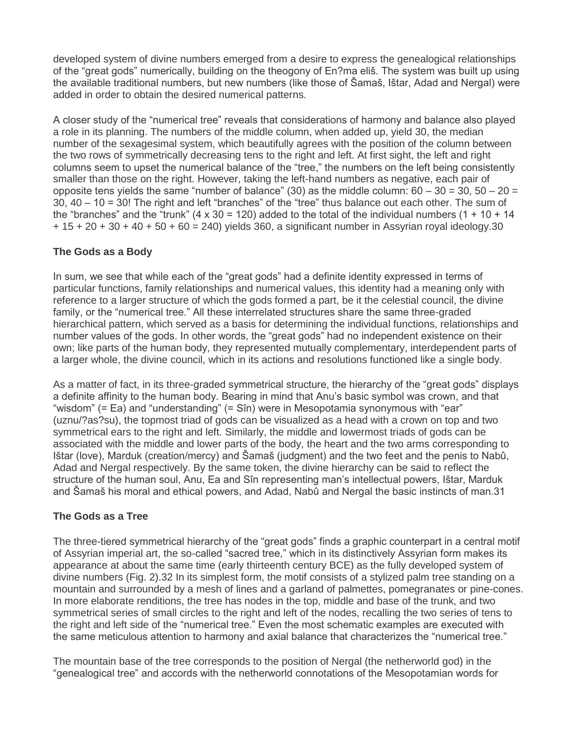developed system of divine numbers emerged from a desire to express the genealogical relationships of the "great gods" numerically, building on the theogony of En?ma eliš. The system was built up using the available traditional numbers, but new numbers (like those of Šamaš, Ištar, Adad and Nergal) were added in order to obtain the desired numerical patterns.

A closer study of the "numerical tree" reveals that considerations of harmony and balance also played a role in its planning. The numbers of the middle column, when added up, yield 30, the median number of the sexagesimal system, which beautifully agrees with the position of the column between the two rows of symmetrically decreasing tens to the right and left. At first sight, the left and right columns seem to upset the numerical balance of the "tree," the numbers on the left being consistently smaller than those on the right. However, taking the left-hand numbers as negative, each pair of opposite tens yields the same "number of balance" (30) as the middle column: 60 – 30 = 30, 50 – 20 = 30, 40 – 10 = 30! The right and left "branches" of the "tree" thus balance out each other. The sum of the "branches" and the "trunk" (4 x 30 = 120) added to the total of the individual numbers (1 + 10 + 14 + 15 + 20 + 30 + 40 + 50 + 60 = 240) yields 360, a significant number in Assyrian royal ideology.30

### The Gods as a Body

In sum, we see that while each of the "great gods" had a definite identity expressed in terms of particular functions, family relationships and numerical values, this identity had a meaning only with reference to a larger structure of which the gods formed a part, be it the celestial council, the divine family, or the "numerical tree." All these interrelated structures share the same three-graded hierarchical pattern, which served as a basis for determining the individual functions, relationships and number values of the gods. In other words, the "great gods" had no independent existence on their own; like parts of the human body, they represented mutually complementary, interdependent parts of a larger whole, the divine council, which in its actions and resolutions functioned like a single body.

As a matter of fact, in its three-graded symmetrical structure, the hierarchy of the "great gods" displays a definite affinity to the human body. Bearing in mind that Anu's basic symbol was crown, and that "wisdom" (= Ea) and "understanding" (= Sîn) were in Mesopotamia synonymous with "ear" (uznu/?as?su), the topmost triad of gods can be visualized as a head with a crown on top and two symmetrical ears to the right and left. Similarly, the middle and lowermost triads of gods can be associated with the middle and lower parts of the body, the heart and the two arms corresponding to Ištar (love), Marduk (creation/mercy) and Šamaš (judgment) and the two feet and the penis to Nabû, Adad and Nergal respectively. By the same token, the divine hierarchy can be said to reflect the structure of the human soul, Anu, Ea and Sîn representing man's intellectual powers, Ištar, Marduk and Šamaš his moral and ethical powers, and Adad, Nabû and Nergal the basic instincts of man.31

### The Gods as a Tree

The three-tiered symmetrical hierarchy of the "great gods" finds a graphic counterpart in a central motif of Assyrian imperial art, the so-called "sacred tree," which in its distinctively Assyrian form makes its appearance at about the same time (early thirteenth century BCE) as the fully developed system of divine numbers (Fig. 2).32 In its simplest form, the motif consists of a stylized palm tree standing on a mountain and surrounded by a mesh of lines and a garland of palmettes, pomegranates or pine-cones. In more elaborate renditions, the tree has nodes in the top, middle and base of the trunk, and two symmetrical series of small circles to the right and left of the nodes, recalling the two series of tens to the right and left side of the "numerical tree." Even the most schematic examples are executed with the same meticulous attention to harmony and axial balance that characterizes the "numerical tree."

The mountain base of the tree corresponds to the position of Nergal (the netherworld god) in the "genealogical tree" and accords with the netherworld connotations of the Mesopotamian words for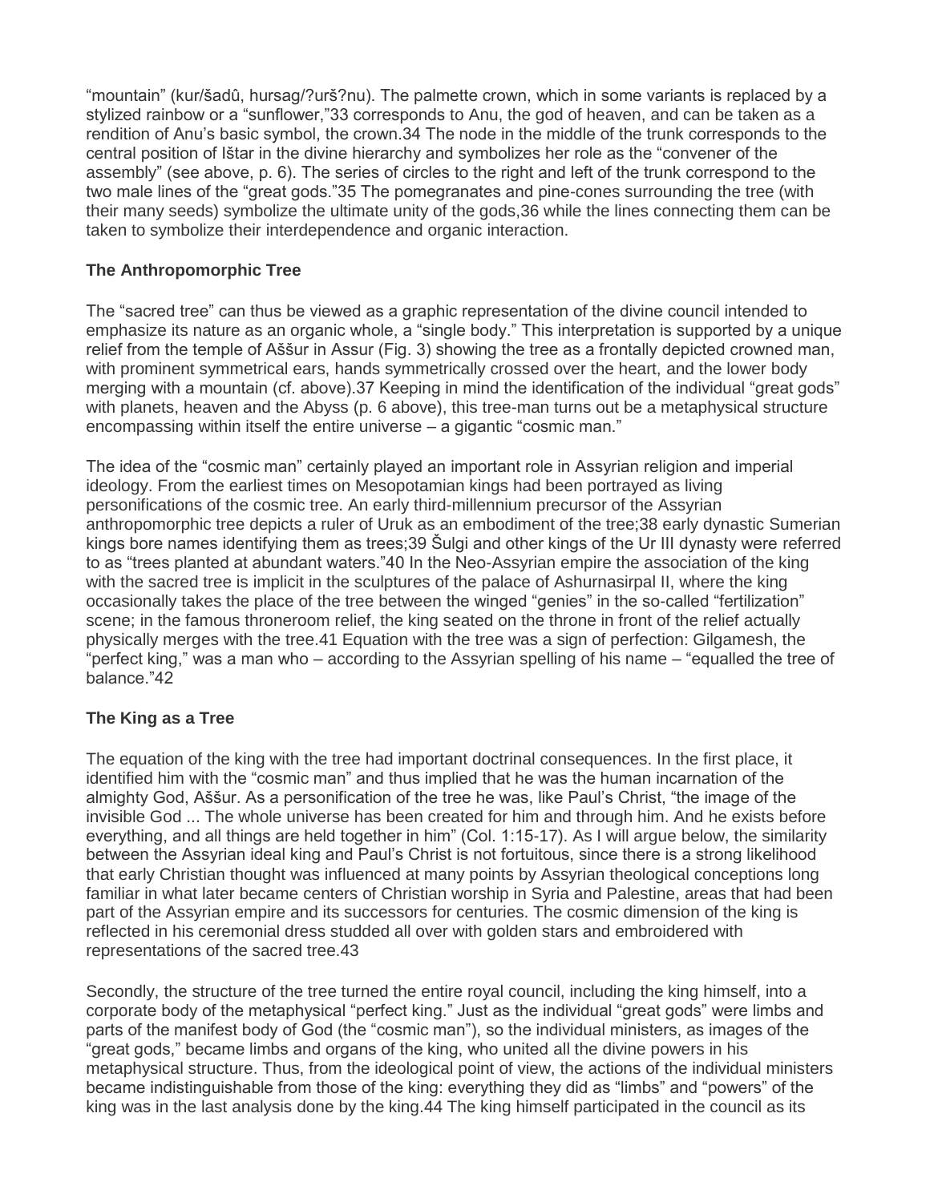“mountain” (kur/šadû, hursag/?urš?nu). The palmette crown, which in some variants is replaced by a stylized rainbow or a “sunflower,”33 corresponds to Anu, the god of heaven, and can be taken as a rendition of Anu’s basic symbol, the crown.34 The node in the middle of the trunk corresponds to the central position of Ištar in the divine hierarchy and symbolizes her role as the “convener of the assembly” (see above, p. 6). The series of circles to the right and left of the trunk correspond to the two male lines of the “great gods.”35 The pomegranates and pine-cones surrounding the tree (with their many seeds) symbolize the ultimate unity of the gods,36 while the lines connecting them can be taken to symbolize their interdependence and organic interaction.

**The Anthropomorphic Tree**

The “sacred tree” can thus be viewed as a graphic representation of the divine council intended to emphasize its nature as an organic whole, a “single body.” This interpretation is supported by a unique relief from the temple of Aššur in Assur (Fig. 3) showing the tree as a frontally depicted crowned man, with prominent symmetrical ears, hands symmetrically crossed over the heart, and the lower body merging with a mountain (cf. above).37 Keeping in mind the identification of the individual “great gods” with planets, heaven and the Abyss (p. 6 above), this tree-man turns out be a metaphysical structure encompassing within itself the entire universe – a gigantic “cosmic man.”

The idea of the “cosmic man” certainly played an important role in Assyrian religion and imperial ideology. From the earliest times on Mesopotamian kings had been portrayed as living personifications of the cosmic tree. An early third-millennium precursor of the Assyrian anthropomorphic tree depicts a ruler of Uruk as an embodiment of the tree;38 early dynastic Sumerian kings bore names identifying them as trees;39 Šulgi and other kings of the Ur III dynasty were referred to as “trees planted at abundant waters.”40 In the Neo-Assyrian empire the association of the king with the sacred tree is implicit in the sculptures of the palace of Ashurnasirpal II, where the king occasionally takes the place of the tree between the winged “genies” in the so-called “fertilization” scene; in the famous throneroom relief, the king seated on the throne in front of the relief actually physically merges with the tree.41 Equation with the tree was a sign of perfection: Gilgamesh, the “perfect king,” was a man who – according to the Assyrian spelling of his name – “equalled the tree of balance.”42

**The King as a Tree**

The equation of the king with the tree had important doctrinal consequences. In the first place, it identified him with the “cosmic man” and thus implied that he was the human incarnation of the almighty God, Aššur. As a personification of the tree he was, like Paul’s Christ, “the image of the invisible God ... The whole universe has been created for him and through him. And he exists before everything, and all things are held together in him” (Col. 1:15-17). As I will argue below, the similarity between the Assyrian ideal king and Paul’s Christ is not fortuitous, since there is a strong likelihood that early Christian thought was influenced at many points by Assyrian theological conceptions long familiar in what later became centers of Christian worship in Syria and Palestine, areas that had been part of the Assyrian empire and its successors for centuries. The cosmic dimension of the king is reflected in his ceremonial dress studded all over with golden stars and embroidered with representations of the sacred tree.43

Secondly, the structure of the tree turned the entire royal council, including the king himself, into a corporate body of the metaphysical “perfect king.” Just as the individual “great gods” were limbs and parts of the manifest body of God (the “cosmic man”), so the individual ministers, as images of the “great gods,” became limbs and organs of the king, who united all the divine powers in his metaphysical structure. Thus, from the ideological point of view, the actions of the individual ministers became indistinguishable from those of the king: everything they did as “limbs” and “powers” of the king was in the last analysis done by the king.44 The king himself participated in the council as its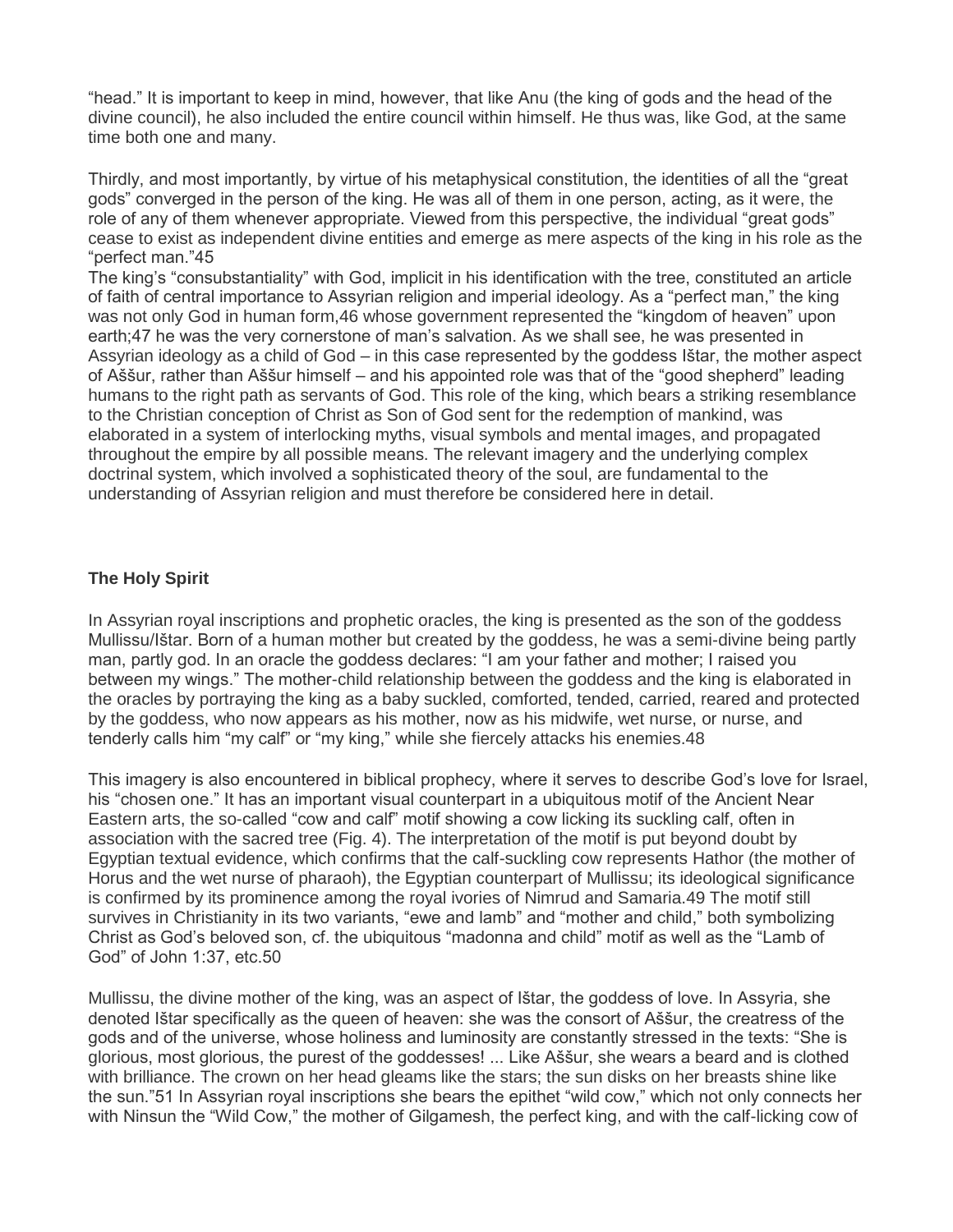"head." It is important to keep in mind, however, that like Anu (the king of gods and the head of the divine council), he also included the entire council within himself. He thus was, like God, at the same time both one and many.

Thirdly, and most importantly, by virtue of his metaphysical constitution, the identities of all the "great gods" converged in the person of the king. He was all of them in one person, acting, as it were, the role of any of them whenever appropriate. Viewed from this perspective, the individual "great gods" cease to exist as independent divine entities and emerge as mere aspects of the king in his role as the "perfect man."[45]

The king's "consubstantiality" with God, implicit in his identification with the tree, constituted an article of faith of central importance to Assyrian religion and imperial ideology. As a "perfect man," the king was not only God in human form,[46] whose government represented the "kingdom of heaven" upon earth;[47] he was the very cornerstone of man's salvation. As we shall see, he was presented in Assyrian ideology as a child of God – in this case represented by the goddess Ištar, the mother aspect of Aššur, rather than Aššur himself – and his appointed role was that of the "good shepherd" leading humans to the right path as servants of God. This role of the king, which bears a striking resemblance to the Christian conception of Christ as Son of God sent for the redemption of mankind, was elaborated in a system of interlocking myths, visual symbols and mental images, and propagated throughout the empire by all possible means. The relevant imagery and the underlying complex doctrinal system, which involved a sophisticated theory of the soul, are fundamental to the understanding of Assyrian religion and must therefore be considered here in detail.

**The Holy Spirit**

In Assyrian royal inscriptions and prophetic oracles, the king is presented as the son of the goddess Mullissu/Ištar. Born of a human mother but created by the goddess, he was a semi-divine being partly man, partly god. In an oracle the goddess declares: "I am your father and mother; I raised you between my wings." The mother-child relationship between the goddess and the king is elaborated in the oracles by portraying the king as a baby suckled, comforted, tended, carried, reared and protected by the goddess, who now appears as his mother, now as his midwife, wet nurse, or nurse, and tenderly calls him "my calf" or "my king," while she fiercely attacks his enemies.[48]

This imagery is also encountered in biblical prophecy, where it serves to describe God's love for Israel, his "chosen one." It has an important visual counterpart in a ubiquitous motif of the Ancient Near Eastern arts, the so-called "cow and calf" motif showing a cow licking its suckling calf, often in association with the sacred tree (Fig. 4). The interpretation of the motif is put beyond doubt by Egyptian textual evidence, which confirms that the calf-suckling cow represents Hathor (the mother of Horus and the wet nurse of pharaoh), the Egyptian counterpart of Mullissu; its ideological significance is confirmed by its prominence among the royal ivories of Nimrud and Samaria.[49] The motif still survives in Christianity in its two variants, "ewe and lamb" and "mother and child," both symbolizing Christ as God's beloved son, cf. the ubiquitous "madonna and child" motif as well as the "Lamb of God" of John 1:37, etc.[50]

Mullissu, the divine mother of the king, was an aspect of Ištar, the goddess of love. In Assyria, she denoted Ištar specifically as the queen of heaven: she was the consort of Aššur, the creatress of the gods and of the universe, whose holiness and luminosity are constantly stressed in the texts: "She is glorious, most glorious, the purest of the goddesses! ... Like Aššur, she wears a beard and is clothed with brilliance. The crown on her head gleams like the stars; the sun disks on her breasts shine like the sun."[51] In Assyrian royal inscriptions she bears the epithet "wild cow," which not only connects her with Ninsun the "Wild Cow," the mother of Gilgamesh, the perfect king, and with the calf-licking cow of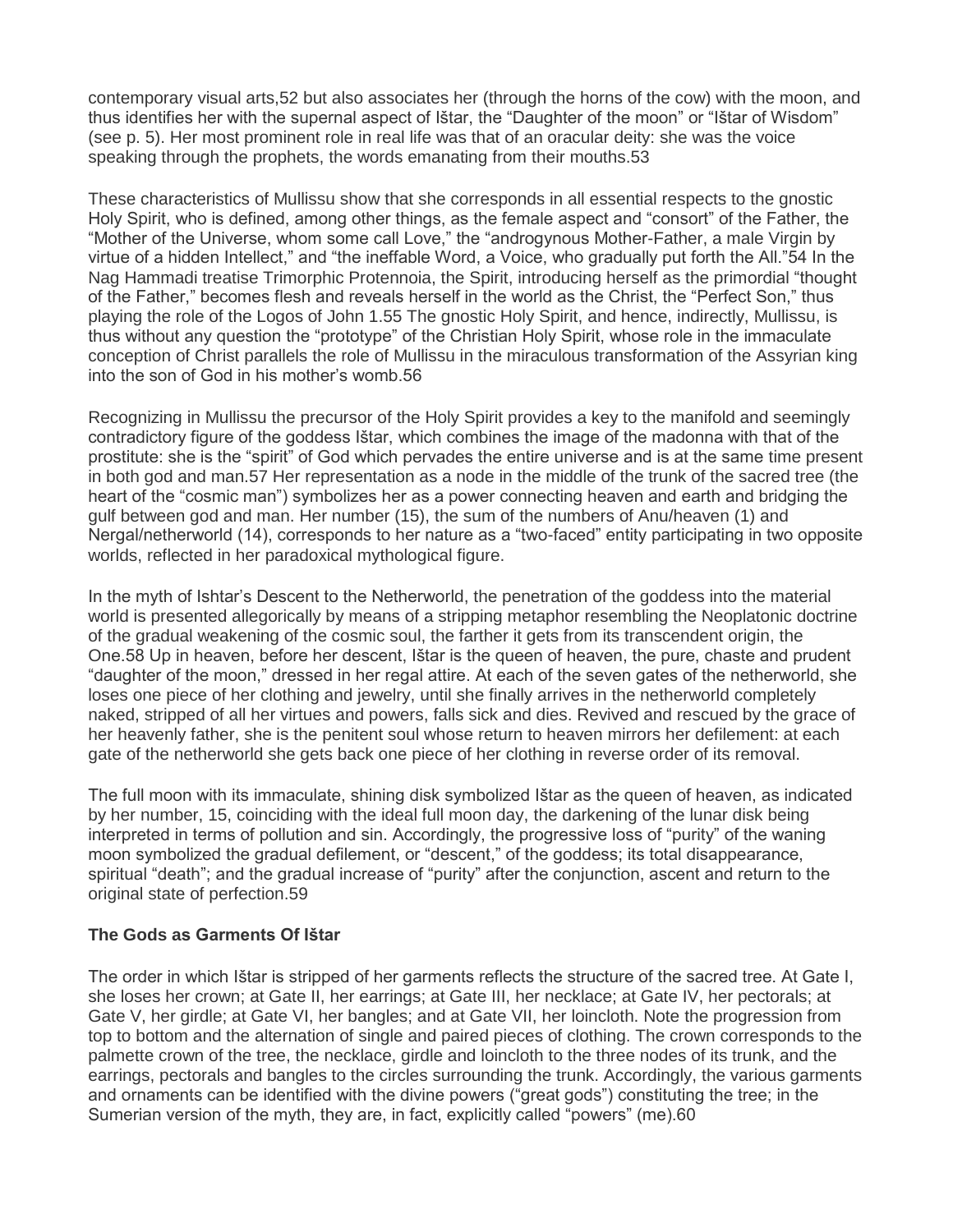contemporary visual arts,[52] but also associates her (through the horns of the cow) with the moon, and thus identifies her with the supernal aspect of Ištar, the "Daughter of the moon" or "Ištar of Wisdom" (see p. 5). Her most prominent role in real life was that of an oracular deity: she was the voice speaking through the prophets, the words emanating from their mouths.[53]

These characteristics of Mullissu show that she corresponds in all essential respects to the gnostic Holy Spirit, who is defined, among other things, as the female aspect and "consort" of the Father, the "Mother of the Universe, whom some call Love," the "androgynous Mother-Father, a male Virgin by virtue of a hidden Intellect," and "the ineffable Word, a Voice, who gradually put forth the All."[54] In the Nag Hammadi treatise Trimorphic Protennoia, the Spirit, introducing herself as the primordial "thought of the Father," becomes flesh and reveals herself in the world as the Christ, the "Perfect Son," thus playing the role of the Logos of John 1.[55] The gnostic Holy Spirit, and hence, indirectly, Mullissu, is thus without any question the "prototype" of the Christian Holy Spirit, whose role in the immaculate conception of Christ parallels the role of Mullissu in the miraculous transformation of the Assyrian king into the son of God in his mother's womb.[56]

Recognizing in Mullissu the precursor of the Holy Spirit provides a key to the manifold and seemingly contradictory figure of the goddess Ištar, which combines the image of the madonna with that of the prostitute: she is the "spirit" of God which pervades the entire universe and is at the same time present in both god and man.[57] Her representation as a node in the middle of the trunk of the sacred tree (the heart of the "cosmic man") symbolizes her as a power connecting heaven and earth and bridging the gulf between god and man. Her number (15), the sum of the numbers of Anu/heaven (1) and Nergal/netherworld (14), corresponds to her nature as a "two-faced" entity participating in two opposite worlds, reflected in her paradoxical mythological figure.

In the myth of Ishtar's Descent to the Netherworld, the penetration of the goddess into the material world is presented allegorically by means of a stripping metaphor resembling the Neoplatonic doctrine of the gradual weakening of the cosmic soul, the farther it gets from its transcendent origin, the One.[58] Up in heaven, before her descent, Ištar is the queen of heaven, the pure, chaste and prudent "daughter of the moon," dressed in her regal attire. At each of the seven gates of the netherworld, she loses one piece of her clothing and jewelry, until she finally arrives in the netherworld completely naked, stripped of all her virtues and powers, falls sick and dies. Revived and rescued by the grace of her heavenly father, she is the penitent soul whose return to heaven mirrors her defilement: at each gate of the netherworld she gets back one piece of her clothing in reverse order of its removal.

The full moon with its immaculate, shining disk symbolized Ištar as the queen of heaven, as indicated by her number, 15, coinciding with the ideal full moon day, the darkening of the lunar disk being interpreted in terms of pollution and sin. Accordingly, the progressive loss of "purity" of the waning moon symbolized the gradual defilement, or "descent," of the goddess; its total disappearance, spiritual "death"; and the gradual increase of "purity" after the conjunction, ascent and return to the original state of perfection.[59]

### The Gods as Garments Of Ištar

The order in which Ištar is stripped of her garments reflects the structure of the sacred tree. At Gate I, she loses her crown; at Gate II, her earrings; at Gate III, her necklace; at Gate IV, her pectorals; at Gate V, her girdle; at Gate VI, her bangles; and at Gate VII, her loincloth. Note the progression from top to bottom and the alternation of single and paired pieces of clothing. The crown corresponds to the palmette crown of the tree, the necklace, girdle and loincloth to the three nodes of its trunk, and the earrings, pectorals and bangles to the circles surrounding the trunk. Accordingly, the various garments and ornaments can be identified with the divine powers ("great gods") constituting the tree; in the Sumerian version of the myth, they are, in fact, explicitly called "powers" (me).[60]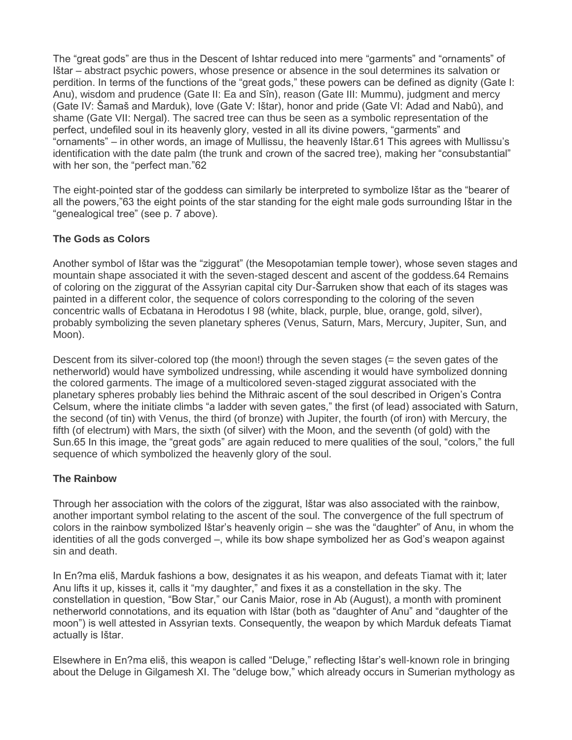The "great gods" are thus in the Descent of Ishtar reduced into mere "garments" and "ornaments" of Ištar – abstract psychic powers, whose presence or absence in the soul determines its salvation or perdition. In terms of the functions of the "great gods," these powers can be defined as dignity (Gate I: Anu), wisdom and prudence (Gate II: Ea and Sîn), reason (Gate III: Mummu), judgment and mercy (Gate IV: Šamaš and Marduk), love (Gate V: Ištar), honor and pride (Gate VI: Adad and Nabû), and shame (Gate VII: Nergal). The sacred tree can thus be seen as a symbolic representation of the perfect, undefiled soul in its heavenly glory, vested in all its divine powers, "garments" and "ornaments" – in other words, an image of Mullissu, the heavenly Ištar.[61] This agrees with Mullissu's identification with the date palm (the trunk and crown of the sacred tree), making her "consubstantial" with her son, the "perfect man."[62]

The eight-pointed star of the goddess can similarly be interpreted to symbolize Ištar as the "bearer of all the powers,"[63] the eight points of the star standing for the eight male gods surrounding Ištar in the "genealogical tree" (see p. 7 above).

### The Gods as Colors

Another symbol of Ištar was the "ziggurat" (the Mesopotamian temple tower), whose seven stages and mountain shape associated it with the seven-staged descent and ascent of the goddess.[64] Remains of coloring on the ziggurat of the Assyrian capital city Dur-Šarruken show that each of its stages was painted in a different color, the sequence of colors corresponding to the coloring of the seven concentric walls of Ecbatana in Herodotus I 98 (white, black, purple, blue, orange, gold, silver), probably symbolizing the seven planetary spheres (Venus, Saturn, Mars, Mercury, Jupiter, Sun, and Moon).

Descent from its silver-colored top (the moon!) through the seven stages (= the seven gates of the netherworld) would have symbolized undressing, while ascending it would have symbolized donning the colored garments. The image of a multicolored seven-staged ziggurat associated with the planetary spheres probably lies behind the Mithraic ascent of the soul described in Origen's Contra Celsum, where the initiate climbs "a ladder with seven gates," the first (of lead) associated with Saturn, the second (of tin) with Venus, the third (of bronze) with Jupiter, the fourth (of iron) with Mercury, the fifth (of electrum) with Mars, the sixth (of silver) with the Moon, and the seventh (of gold) with the Sun.[65] In this image, the "great gods" are again reduced to mere qualities of the soul, "colors," the full sequence of which symbolized the heavenly glory of the soul.

### The Rainbow

Through her association with the colors of the ziggurat, Ištar was also associated with the rainbow, another important symbol relating to the ascent of the soul. The convergence of the full spectrum of colors in the rainbow symbolized Ištar's heavenly origin – she was the "daughter" of Anu, in whom the identities of all the gods converged –, while its bow shape symbolized her as God's weapon against sin and death.

In En?ma eliš, Marduk fashions a bow, designates it as his weapon, and defeats Tiamat with it; later Anu lifts it up, kisses it, calls it "my daughter," and fixes it as a constellation in the sky. The constellation in question, "Bow Star," our Canis Maior, rose in Ab (August), a month with prominent netherworld connotations, and its equation with Ištar (both as "daughter of Anu" and "daughter of the moon") is well attested in Assyrian texts. Consequently, the weapon by which Marduk defeats Tiamat actually is Ištar.

Elsewhere in En?ma eliš, this weapon is called "Deluge," reflecting Ištar's well-known role in bringing about the Deluge in Gilgamesh XI. The "deluge bow," which already occurs in Sumerian mythology as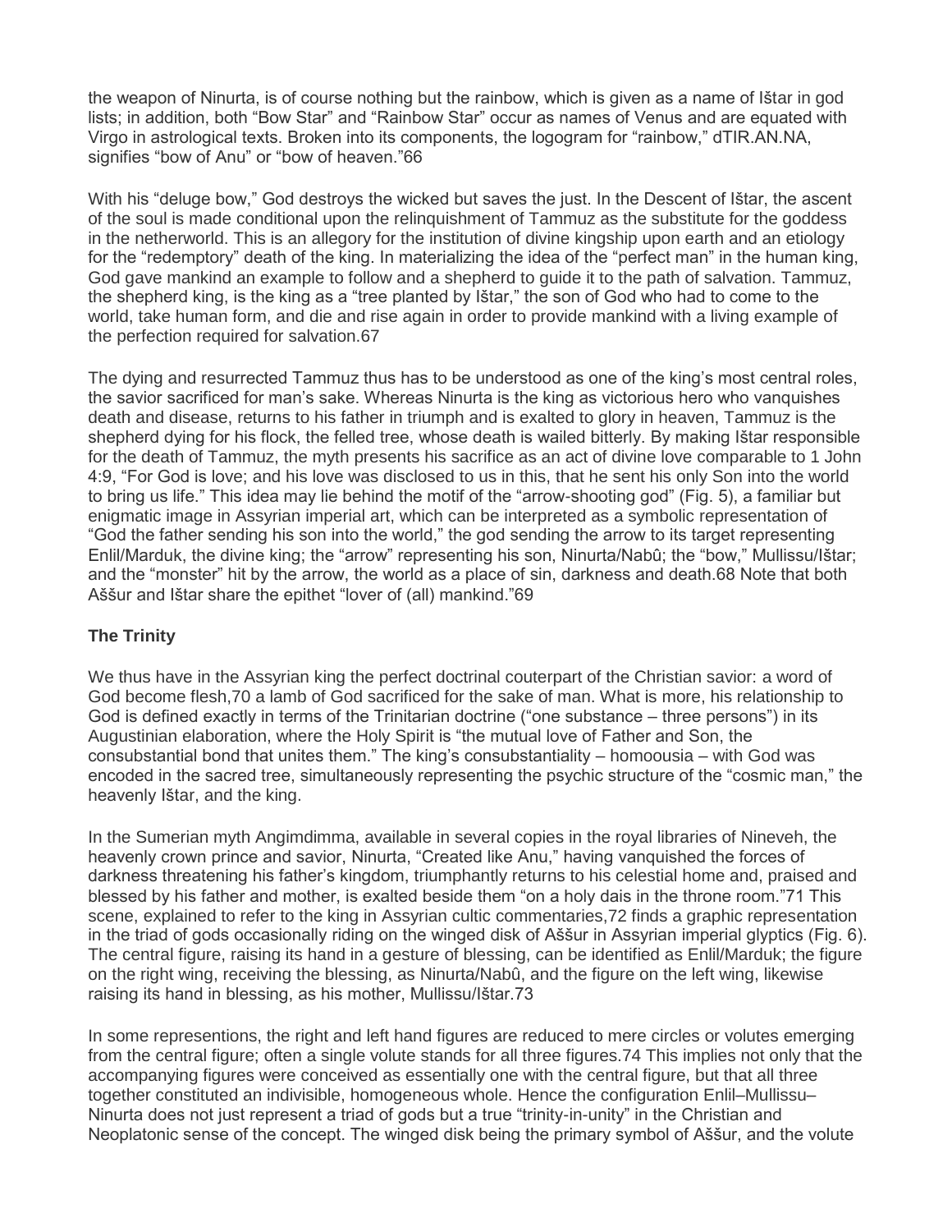the weapon of Ninurta, is of course nothing but the rainbow, which is given as a name of Ištar in god lists; in addition, both "Bow Star" and "Rainbow Star" occur as names of Venus and are equated with Virgo in astrological texts. Broken into its components, the logogram for "rainbow," dTIR.AN.NA, signifies "bow of Anu" or "bow of heaven."66

With his "deluge bow," God destroys the wicked but saves the just. In the Descent of Ištar, the ascent of the soul is made conditional upon the relinquishment of Tammuz as the substitute for the goddess in the netherworld. This is an allegory for the institution of divine kingship upon earth and an etiology for the "redemptory" death of the king. In materializing the idea of the "perfect man" in the human king, God gave mankind an example to follow and a shepherd to guide it to the path of salvation. Tammuz, the shepherd king, is the king as a "tree planted by Ištar," the son of God who had to come to the world, take human form, and die and rise again in order to provide mankind with a living example of the perfection required for salvation.67

The dying and resurrected Tammuz thus has to be understood as one of the king's most central roles, the savior sacrificed for man's sake. Whereas Ninurta is the king as victorious hero who vanquishes death and disease, returns to his father in triumph and is exalted to glory in heaven, Tammuz is the shepherd dying for his flock, the felled tree, whose death is wailed bitterly. By making Ištar responsible for the death of Tammuz, the myth presents his sacrifice as an act of divine love comparable to 1 John 4:9, "For God is love; and his love was disclosed to us in this, that he sent his only Son into the world to bring us life." This idea may lie behind the motif of the "arrow-shooting god" (Fig. 5), a familiar but enigmatic image in Assyrian imperial art, which can be interpreted as a symbolic representation of "God the father sending his son into the world," the god sending the arrow to its target representing Enlil/Marduk, the divine king; the "arrow" representing his son, Ninurta/Nabû; the "bow," Mullissu/Ištar; and the "monster" hit by the arrow, the world as a place of sin, darkness and death.68 Note that both Aššur and Ištar share the epithet "lover of (all) mankind."69

### The Trinity

We thus have in the Assyrian king the perfect doctrinal couterpart of the Christian savior: a word of God become flesh,70 a lamb of God sacrificed for the sake of man. What is more, his relationship to God is defined exactly in terms of the Trinitarian doctrine ("one substance – three persons") in its Augustinian elaboration, where the Holy Spirit is "the mutual love of Father and Son, the consubstantial bond that unites them." The king's consubstantiality – homoousia – with God was encoded in the sacred tree, simultaneously representing the psychic structure of the "cosmic man," the heavenly Ištar, and the king.

In the Sumerian myth Angimdimma, available in several copies in the royal libraries of Nineveh, the heavenly crown prince and savior, Ninurta, "Created like Anu," having vanquished the forces of darkness threatening his father's kingdom, triumphantly returns to his celestial home and, praised and blessed by his father and mother, is exalted beside them "on a holy dais in the throne room."71 This scene, explained to refer to the king in Assyrian cultic commentaries,72 finds a graphic representation in the triad of gods occasionally riding on the winged disk of Aššur in Assyrian imperial glyptics (Fig. 6). The central figure, raising its hand in a gesture of blessing, can be identified as Enlil/Marduk; the figure on the right wing, receiving the blessing, as Ninurta/Nabû, and the figure on the left wing, likewise raising its hand in blessing, as his mother, Mullissu/Ištar.73

In some represention, the right and left hand figures are reduced to mere circles or volutes emerging from the central figure; often a single volute stands for all three figures.74 This implies not only that the accompanying figures were conceived as essentially one with the central figure, but that all three together constituted an indivisible, homogeneous whole. Hence the configuration Enlil–Mullissu–Ninurta does not just represent a triad of gods but a true "trinity-in-unity" in the Christian and Neoplatonic sense of the concept. The winged disk being the primary symbol of Aššur, and the volute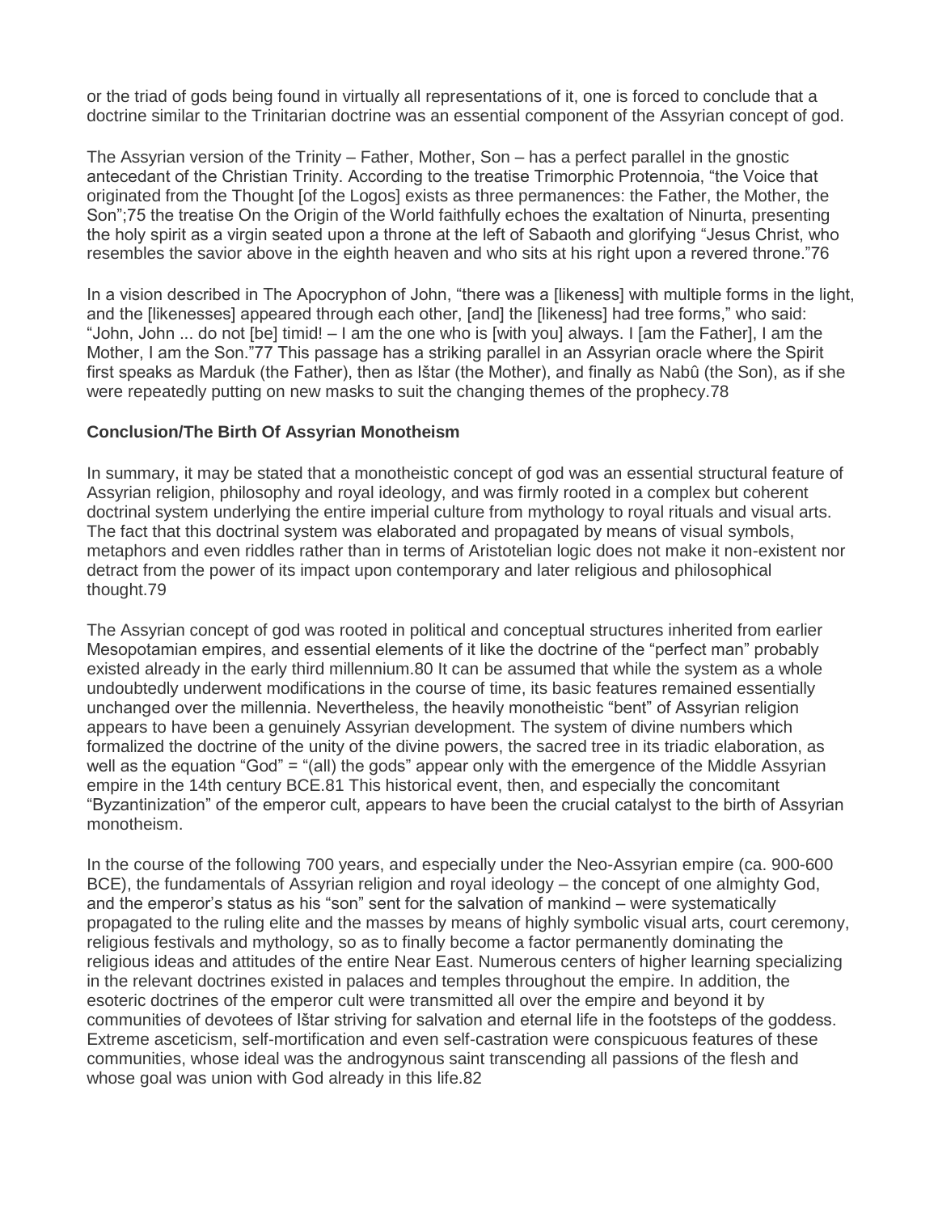or the triad of gods being found in virtually all representations of it, one is forced to conclude that a doctrine similar to the Trinitarian doctrine was an essential component of the Assyrian concept of god.

The Assyrian version of the Trinity – Father, Mother, Son – has a perfect parallel in the gnostic antecedant of the Christian Trinity. According to the treatise Trimorphic Protennoia, "the Voice that originated from the Thought [of the Logos] exists as three permanences: the Father, the Mother, the Son";75 the treatise On the Origin of the World faithfully echoes the exaltation of Ninurta, presenting the holy spirit as a virgin seated upon a throne at the left of Sabaoth and glorifying "Jesus Christ, who resembles the savior above in the eighth heaven and who sits at his right upon a revered throne."76

In a vision described in The Apocryphon of John, "there was a [likeness] with multiple forms in the light, and the [likenesses] appeared through each other, [and] the [likeness] had tree forms," who said: "John, John ... do not [be] timid! – I am the one who is [with you] always. I [am the Father], I am the Mother, I am the Son."77 This passage has a striking parallel in an Assyrian oracle where the Spirit first speaks as Marduk (the Father), then as Ištar (the Mother), and finally as Nabû (the Son), as if she were repeatedly putting on new masks to suit the changing themes of the prophecy.78

### Conclusion/The Birth Of Assyrian Monotheism

In summary, it may be stated that a monotheistic concept of god was an essential structural feature of Assyrian religion, philosophy and royal ideology, and was firmly rooted in a complex but coherent doctrinal system underlying the entire imperial culture from mythology to royal rituals and visual arts. The fact that this doctrinal system was elaborated and propagated by means of visual symbols, metaphors and even riddles rather than in terms of Aristotelian logic does not make it non-existent nor detract from the power of its impact upon contemporary and later religious and philosophical thought.79

The Assyrian concept of god was rooted in political and conceptual structures inherited from earlier Mesopotamian empires, and essential elements of it like the doctrine of the "perfect man" probably existed already in the early third millennium.80 It can be assumed that while the system as a whole undoubtedly underwent modifications in the course of time, its basic features remained essentially unchanged over the millennia. Nevertheless, the heavily monotheistic "bent" of Assyrian religion appears to have been a genuinely Assyrian development. The system of divine numbers which formalized the doctrine of the unity of the divine powers, the sacred tree in its triadic elaboration, as well as the equation "God" = "(all) the gods" appear only with the emergence of the Middle Assyrian empire in the 14th century BCE.81 This historical event, then, and especially the concomitant "Byzantinization" of the emperor cult, appears to have been the crucial catalyst to the birth of Assyrian monotheism.

In the course of the following 700 years, and especially under the Neo-Assyrian empire (ca. 900-600 BCE), the fundamentals of Assyrian religion and royal ideology – the concept of one almighty God, and the emperor's status as his "son" sent for the salvation of mankind – were systematically propagated to the ruling elite and the masses by means of highly symbolic visual arts, court ceremony, religious festivals and mythology, so as to finally become a factor permanently dominating the religious ideas and attitudes of the entire Near East. Numerous centers of higher learning specializing in the relevant doctrines existed in palaces and temples throughout the empire. In addition, the esoteric doctrines of the emperor cult were transmitted all over the empire and beyond it by communities of devotees of Ištar striving for salvation and eternal life in the footsteps of the goddess. Extreme asceticism, self-mortification and even self-castration were conspicuous features of these communities, whose ideal was the androgynous saint transcending all passions of the flesh and whose goal was union with God already in this life.82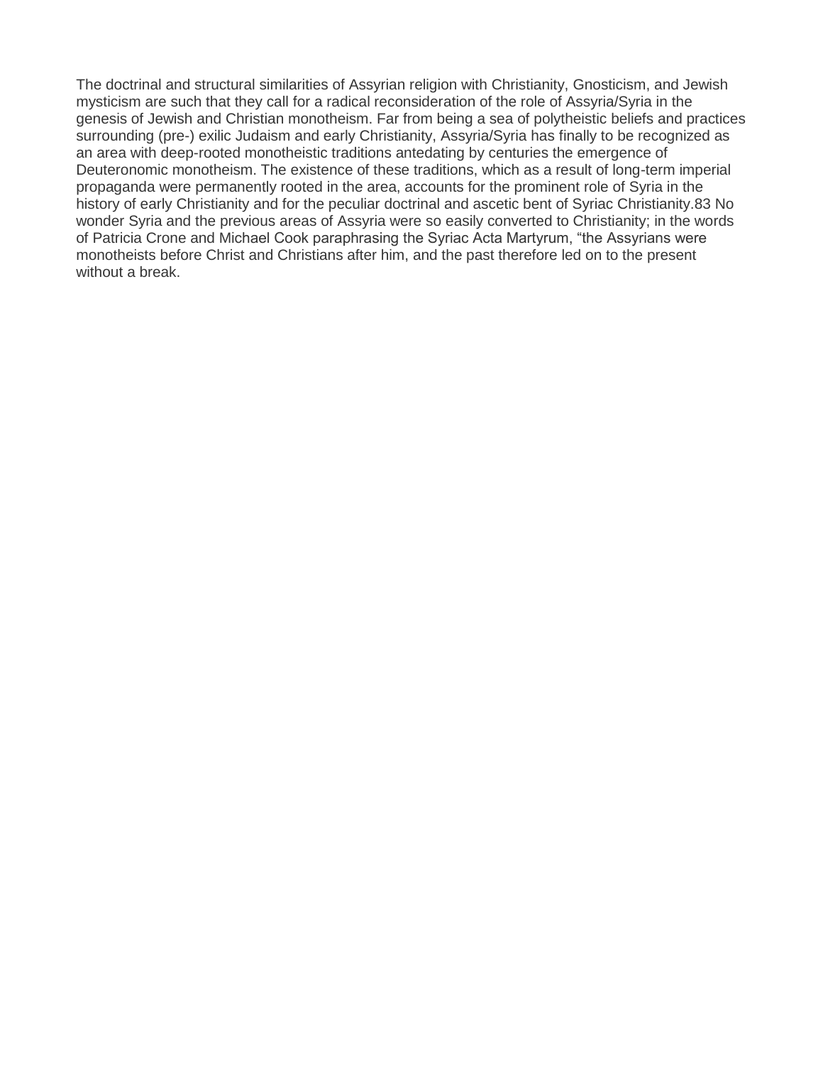The doctrinal and structural similarities of Assyrian religion with Christianity, Gnosticism, and Jewish mysticism are such that they call for a radical reconsideration of the role of Assyria/Syria in the genesis of Jewish and Christian monotheism. Far from being a sea of polytheistic beliefs and practices surrounding (pre-) exilic Judaism and early Christianity, Assyria/Syria has finally to be recognized as an area with deep-rooted monotheistic traditions antedating by centuries the emergence of Deuteronomic monotheism. The existence of these traditions, which as a result of long-term imperial propaganda were permanently rooted in the area, accounts for the prominent role of Syria in the history of early Christianity and for the peculiar doctrinal and ascetic bent of Syriac Christianity.83 No wonder Syria and the previous areas of Assyria were so easily converted to Christianity; in the words of Patricia Crone and Michael Cook paraphrasing the Syriac Acta Martyrum, "the Assyrians were monotheists before Christ and Christians after him, and the past therefore led on to the present without a break.